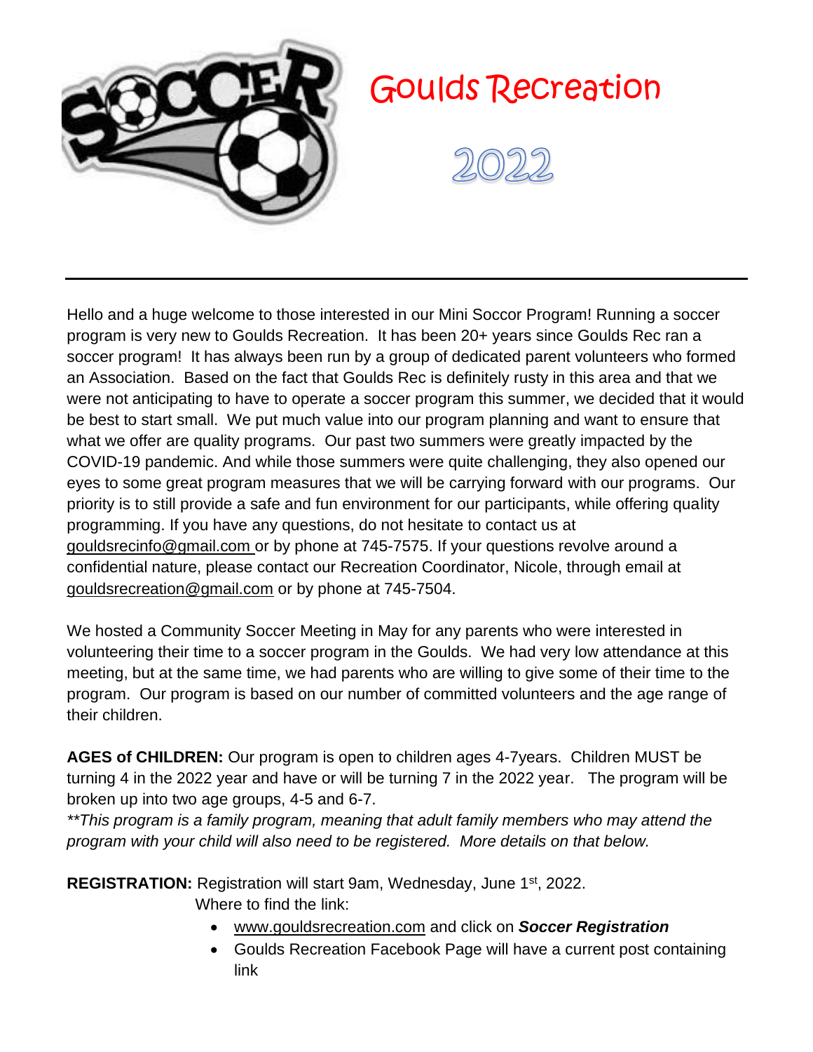# Goulds Recreation

## 2022

Hello and a huge welcome to those interested in our Mini Soccer Program! Running a soccer program is very new to Goulds Recreation. It has been 20+ years since Goulds Rec ran a soccer program! It has always been run by a group of dedicated parent volunteers who formed an Association. Based on the fact that Goulds Rec is definitely rusty in this area and that we were not anticipating to have to operate a soccer program this summer, we decided that it would be best to start small. We put much value into our program planning and want to ensure that what we offer are quality programs. Our past two summers were greatly impacted by the COVID-19 pandemic. And while those summers were quite challenging, they also opened our eyes to some great program measures that we will be carrying forward with our programs. Our priority is to still provide a safe and fun environment for our participants, while offering quality programming. If you have any questions, do not hesitate to contact us at gouldsrecinfo@gmail.com or by phone at 745-7575. If your questions revolve around a confidential nature, please contact our Recreation Coordinator, Nicole, through email at gouldsrecreation@gmail.com or by phone at 745-7504.

We hosted a Community Soccer Meeting in May for any parents who were interested in volunteering their time to a soccer program in the Goulds. We had very low attendance at this meeting, but at the same time, we had parents who are willing to give some of their time to the program. Our program is based on our number of committed volunteers and the age range of their children.

**AGES of CHILDREN:** Our program is open to children ages 4-7years. Children MUST be turning 4 in the 2022 year and have or will be turning 7 in the 2022 year. The program will be broken up into two age groups, 4-5 and 6-7.

*\*\*This program is a family program, meaning that adult family members who may attend the program with your child will also need to be registered. More details on that below.*

**REGISTRATION:** Registration will start 9am, Wednesday, June 1st, 2022.

Where to find the link:

- www.gouldsrecreation.com and click on ***Soccer Registration***
- Goulds Recreation Facebook Page will have a current post containing link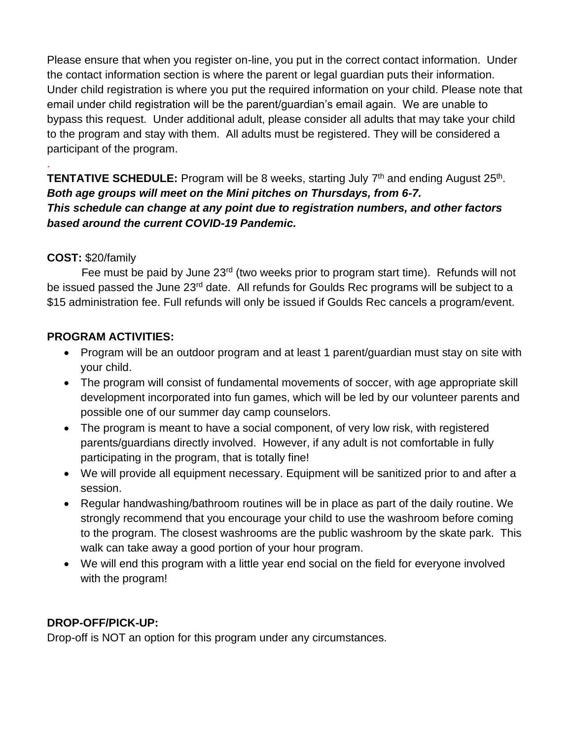Please ensure that when you register on-line, you put in the correct contact information. Under the contact information section is where the parent or legal guardian puts their information. Under child registration is where you put the required information on your child. Please note that email under child registration will be the parent/guardian's email again. We are unable to bypass this request. Under additional adult, please consider all adults that may take your child to the program and stay with them. All adults must be registered. They will be considered a participant of the program.

.

**TENTATIVE SCHEDULE:** Program will be 8 weeks, starting July 7th and ending August 25th.
***Both age groups will meet on the Mini pitches on Thursdays, from 6-7.***
***This schedule can change at any point due to registration numbers, and other factors based around the current COVID-19 Pandemic.***

**COST:** $20/family

Fee must be paid by June 23rd (two weeks prior to program start time). Refunds will not be issued passed the June 23rd date. All refunds for Goulds Rec programs will be subject to a $15 administration fee. Full refunds will only be issued if Goulds Rec cancels a program/event.

**PROGRAM ACTIVITIES:**

- Program will be an outdoor program and at least 1 parent/guardian must stay on site with your child.
- The program will consist of fundamental movements of soccer, with age appropriate skill development incorporated into fun games, which will be led by our volunteer parents and possible one of our summer day camp counselors.
- The program is meant to have a social component, of very low risk, with registered parents/guardians directly involved. However, if any adult is not comfortable in fully participating in the program, that is totally fine!
- We will provide all equipment necessary. Equipment will be sanitized prior to and after a session.
- Regular handwashing/bathroom routines will be in place as part of the daily routine. We strongly recommend that you encourage your child to use the washroom before coming to the program. The closest washrooms are the public washroom by the skate park. This walk can take away a good portion of your hour program.
- We will end this program with a little year end social on the field for everyone involved with the program!

**DROP-OFF/PICK-UP:**

Drop-off is NOT an option for this program under any circumstances.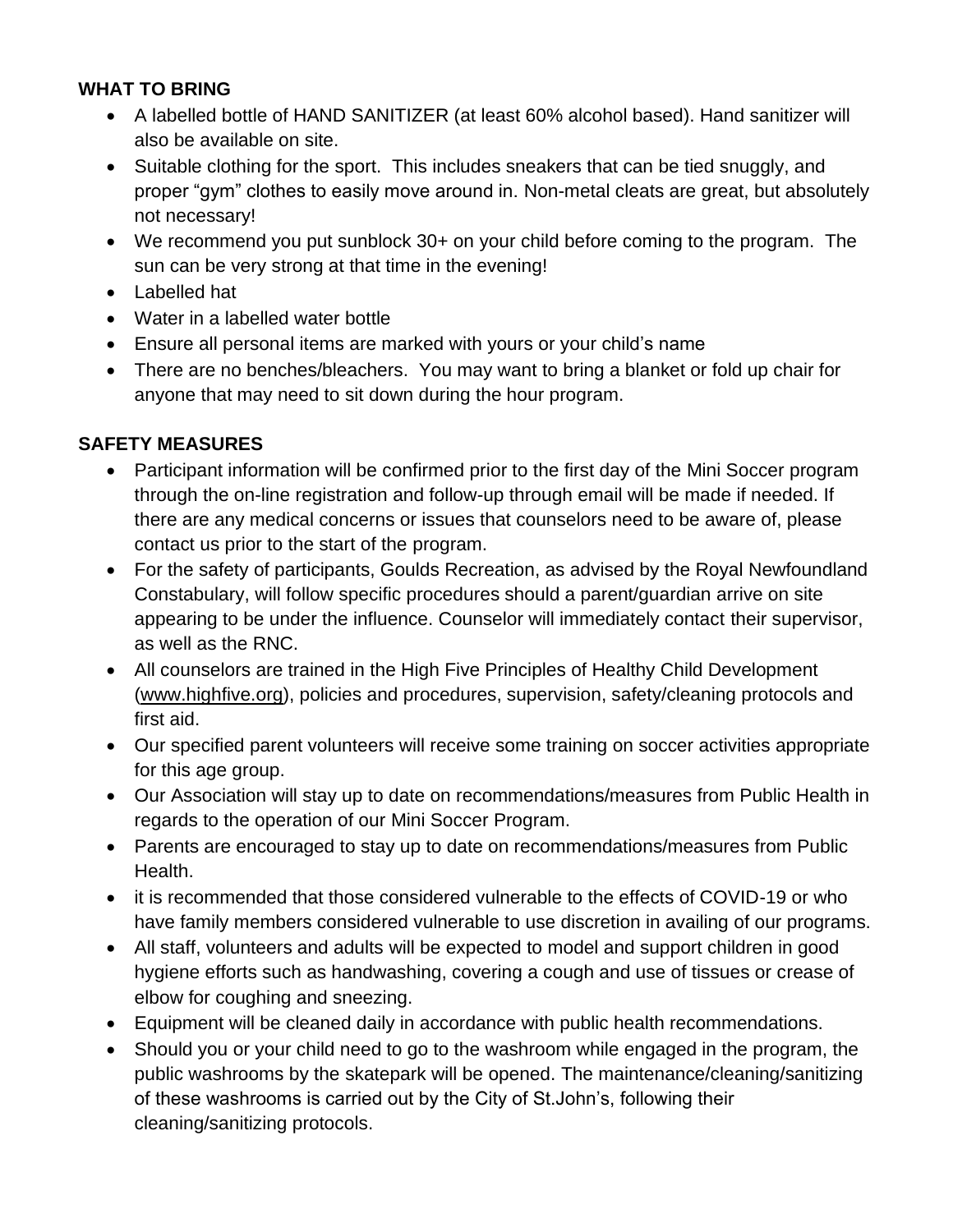**WHAT TO BRING**

- A labelled bottle of HAND SANITIZER (at least 60% alcohol based). Hand sanitizer will also be available on site.
- Suitable clothing for the sport. This includes sneakers that can be tied snuggly, and proper "gym" clothes to easily move around in. Non-metal cleats are great, but absolutely not necessary!
- We recommend you put sunblock 30+ on your child before coming to the program. The sun can be very strong at that time in the evening!
- Labelled hat
- Water in a labelled water bottle
- Ensure all personal items are marked with yours or your child's name
- There are no benches/bleachers. You may want to bring a blanket or fold up chair for anyone that may need to sit down during the hour program.

**SAFETY MEASURES**

- Participant information will be confirmed prior to the first day of the Mini Soccer program through the on-line registration and follow-up through email will be made if needed. If there are any medical concerns or issues that counselors need to be aware of, please contact us prior to the start of the program.
- For the safety of participants, Goulds Recreation, as advised by the Royal Newfoundland Constabulary, will follow specific procedures should a parent/guardian arrive on site appearing to be under the influence. Counselor will immediately contact their supervisor, as well as the RNC.
- All counselors are trained in the High Five Principles of Healthy Child Development (www.highfive.org), policies and procedures, supervision, safety/cleaning protocols and first aid.
- Our specified parent volunteers will receive some training on soccer activities appropriate for this age group.
- Our Association will stay up to date on recommendations/measures from Public Health in regards to the operation of our Mini Soccer Program.
- Parents are encouraged to stay up to date on recommendations/measures from Public Health.
- it is recommended that those considered vulnerable to the effects of COVID-19 or who have family members considered vulnerable to use discretion in availing of our programs.
- All staff, volunteers and adults will be expected to model and support children in good hygiene efforts such as handwashing, covering a cough and use of tissues or crease of elbow for coughing and sneezing.
- Equipment will be cleaned daily in accordance with public health recommendations.
- Should you or your child need to go to the washroom while engaged in the program, the public washrooms by the skatepark will be opened. The maintenance/cleaning/sanitizing of these washrooms is carried out by the City of St.John's, following their cleaning/sanitizing protocols.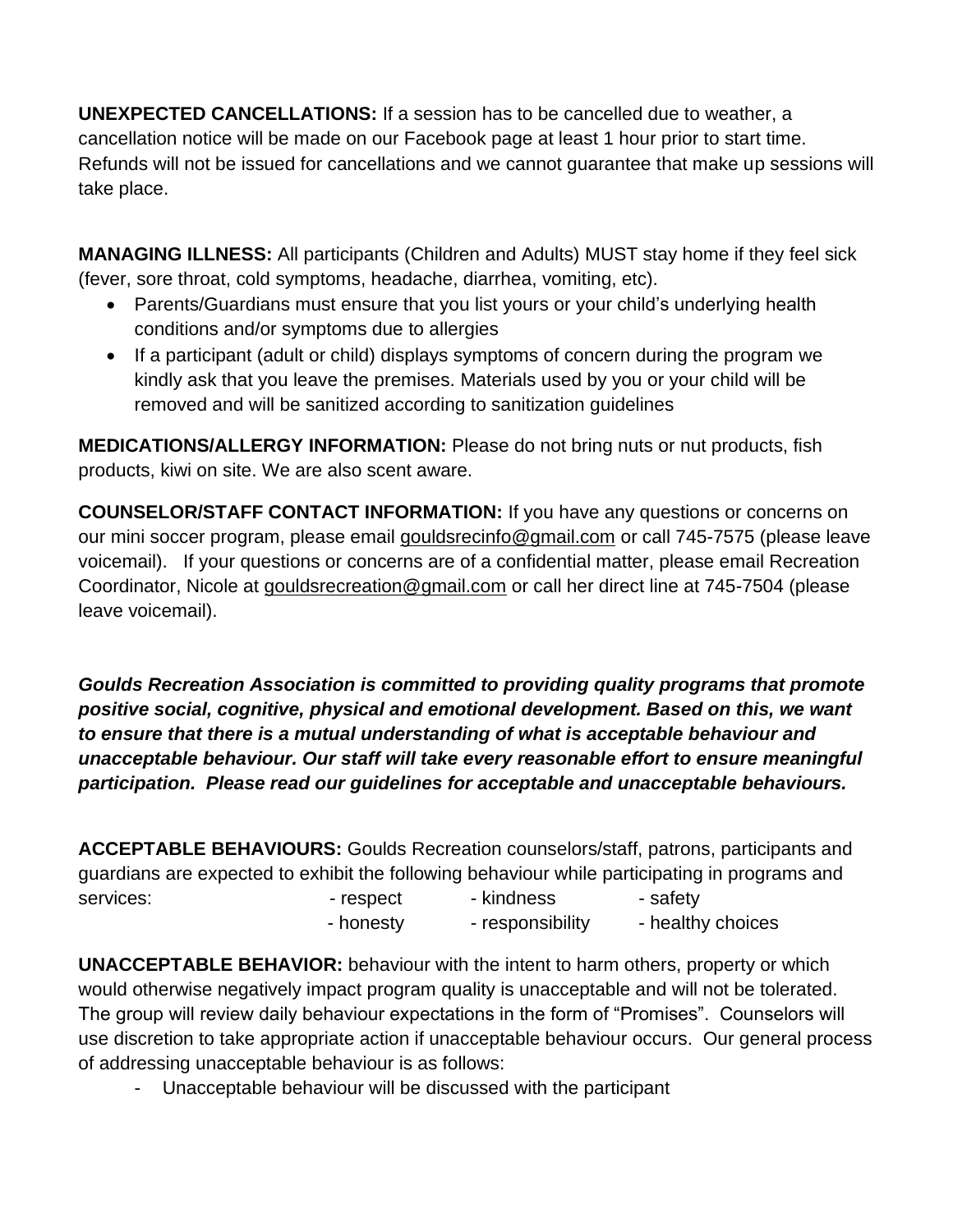**UNEXPECTED CANCELLATIONS:** If a session has to be cancelled due to weather, a cancellation notice will be made on our Facebook page at least 1 hour prior to start time. Refunds will not be issued for cancellations and we cannot guarantee that make up sessions will take place.

**MANAGING ILLNESS:** All participants (Children and Adults) MUST stay home if they feel sick (fever, sore throat, cold symptoms, headache, diarrhea, vomiting, etc).

- Parents/Guardians must ensure that you list yours or your child's underlying health conditions and/or symptoms due to allergies
- If a participant (adult or child) displays symptoms of concern during the program we kindly ask that you leave the premises. Materials used by you or your child will be removed and will be sanitized according to sanitization guidelines

**MEDICATIONS/ALLERGY INFORMATION:** Please do not bring nuts or nut products, fish products, kiwi on site. We are also scent aware.

**COUNSELOR/STAFF CONTACT INFORMATION:** If you have any questions or concerns on our mini soccer program, please email gouldsrecinfo@gmail.com or call 745-7575 (please leave voicemail). If your questions or concerns are of a confidential matter, please email Recreation Coordinator, Nicole at gouldsrecreation@gmail.com or call her direct line at 745-7504 (please leave voicemail).

***Goulds Recreation Association is committed to providing quality programs that promote positive social, cognitive, physical and emotional development. Based on this, we want to ensure that there is a mutual understanding of what is acceptable behaviour and unacceptable behaviour. Our staff will take every reasonable effort to ensure meaningful participation. Please read our guidelines for acceptable and unacceptable behaviours.***

**ACCEPTABLE BEHAVIOURS:** Goulds Recreation counselors/staff, patrons, participants and guardians are expected to exhibit the following behaviour while participating in programs and services:

- respect
- kindness
- safety
- honesty
- responsibility
- healthy choices

**UNACCEPTABLE BEHAVIOR:** behaviour with the intent to harm others, property or which would otherwise negatively impact program quality is unacceptable and will not be tolerated. The group will review daily behaviour expectations in the form of "Promises". Counselors will use discretion to take appropriate action if unacceptable behaviour occurs. Our general process of addressing unacceptable behaviour is as follows:

- Unacceptable behaviour will be discussed with the participant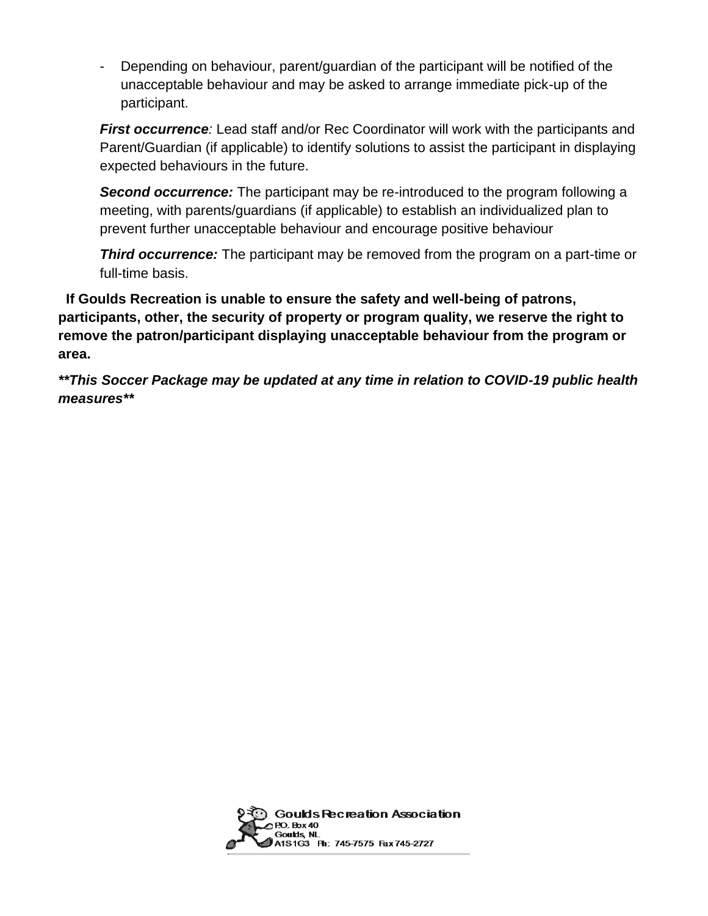- Depending on behaviour, parent/guardian of the participant will be notified of the unacceptable behaviour and may be asked to arrange immediate pick-up of the participant.

***First occurrence****:* Lead staff and/or Rec Coordinator will work with the participants and Parent/Guardian (if applicable) to identify solutions to assist the participant in displaying expected behaviours in the future.

***Second occurrence:*** The participant may be re-introduced to the program following a meeting, with parents/guardians (if applicable) to establish an individualized plan to prevent further unacceptable behaviour and encourage positive behaviour

***Third occurrence:*** The participant may be removed from the program on a part-time or full-time basis.

**If Goulds Recreation is unable to ensure the safety and well-being of patrons, participants, other, the security of property or program quality, we reserve the right to remove the patron/participant displaying unacceptable behaviour from the program or area.**

***\*\*This Soccer Package may be updated at any time in relation to COVID-19 public health measures\*\****